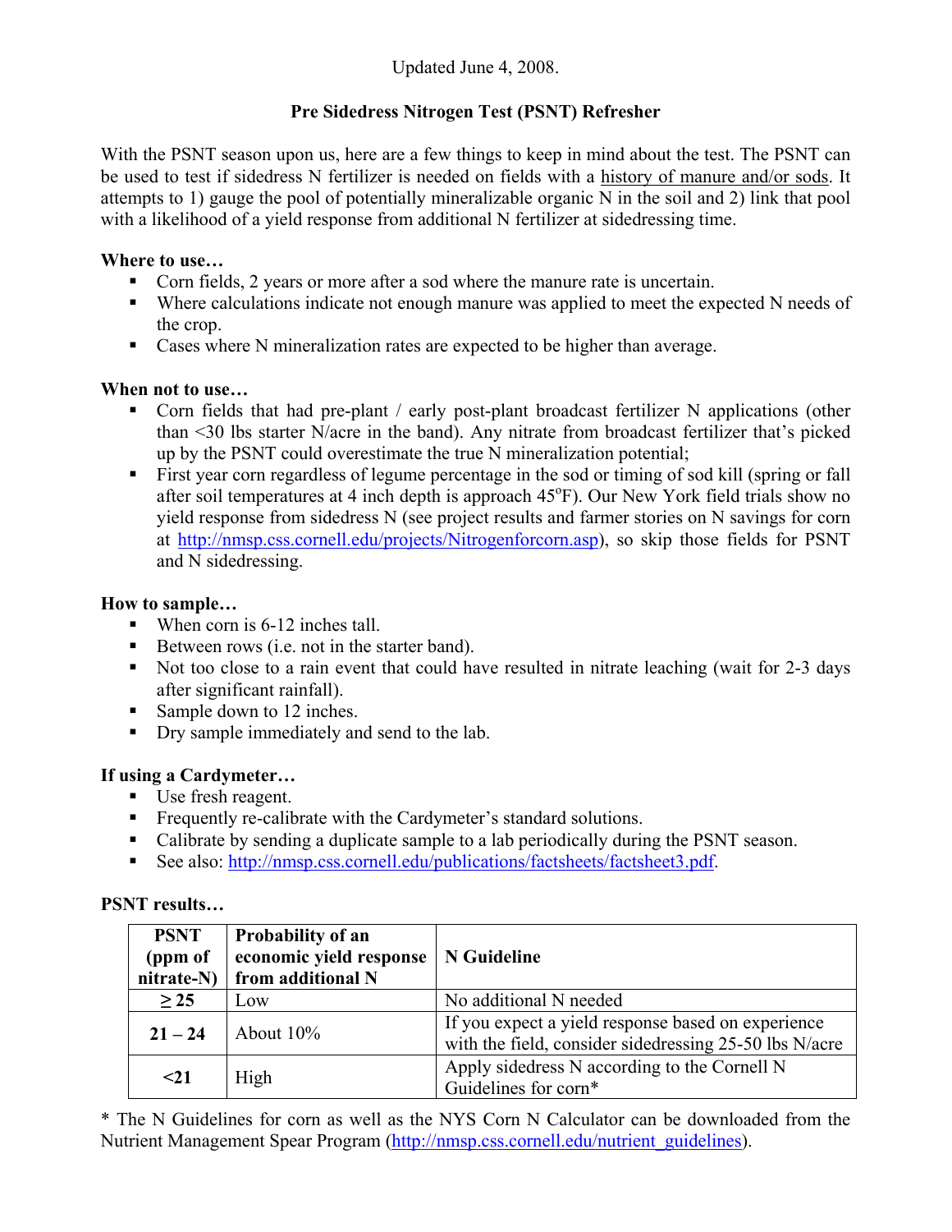Updated June 4, 2008.

# Pre Sidedress Nitrogen Test (PSNT) Refresher

With the PSNT season upon us, here are a few things to keep in mind about the test. The PSNT can be used to test if sidedress N fertilizer is needed on fields with a history of manure and/or sods. It attempts to 1) gauge the pool of potentially mineralizable organic N in the soil and 2) link that pool with a likelihood of a yield response from additional N fertilizer at sidedressing time.

**Where to use…**

- Corn fields, 2 years or more after a sod where the manure rate is uncertain.
- Where calculations indicate not enough manure was applied to meet the expected N needs of the crop.
- Cases where N mineralization rates are expected to be higher than average.

**When not to use…**

- Corn fields that had pre-plant / early post-plant broadcast fertilizer N applications (other than <30 lbs starter N/acre in the band). Any nitrate from broadcast fertilizer that's picked up by the PSNT could overestimate the true N mineralization potential;
- First year corn regardless of legume percentage in the sod or timing of sod kill (spring or fall after soil temperatures at 4 inch depth is approach 45°F). Our New York field trials show no yield response from sidedress N (see project results and farmer stories on N savings for corn at http://nmsp.css.cornell.edu/projects/Nitrogenforcorn.asp), so skip those fields for PSNT and N sidedressing.

**How to sample…**

- When corn is 6-12 inches tall.
- Between rows (i.e. not in the starter band).
- Not too close to a rain event that could have resulted in nitrate leaching (wait for 2-3 days after significant rainfall).
- Sample down to 12 inches.
- Dry sample immediately and send to the lab.

**If using a Cardymeter…**

- Use fresh reagent.
- Frequently re-calibrate with the Cardymeter's standard solutions.
- Calibrate by sending a duplicate sample to a lab periodically during the PSNT season.
- See also: http://nmsp.css.cornell.edu/publications/factsheets/factsheet3.pdf.

**PSNT results…**

| PSNT (ppm of nitrate-N) | Probability of an economic yield response from additional N | N Guideline |
|---|---|---|
| **≥ 25** | Low | No additional N needed |
| **21 – 24** | About 10% | If you expect a yield response based on experience with the field, consider sidedressing 25-50 lbs N/acre |
| **<21** | High | Apply sidedress N according to the Cornell N Guidelines for corn* |

* The N Guidelines for corn as well as the NYS Corn N Calculator can be downloaded from the Nutrient Management Spear Program (http://nmsp.css.cornell.edu/nutrient_guidelines).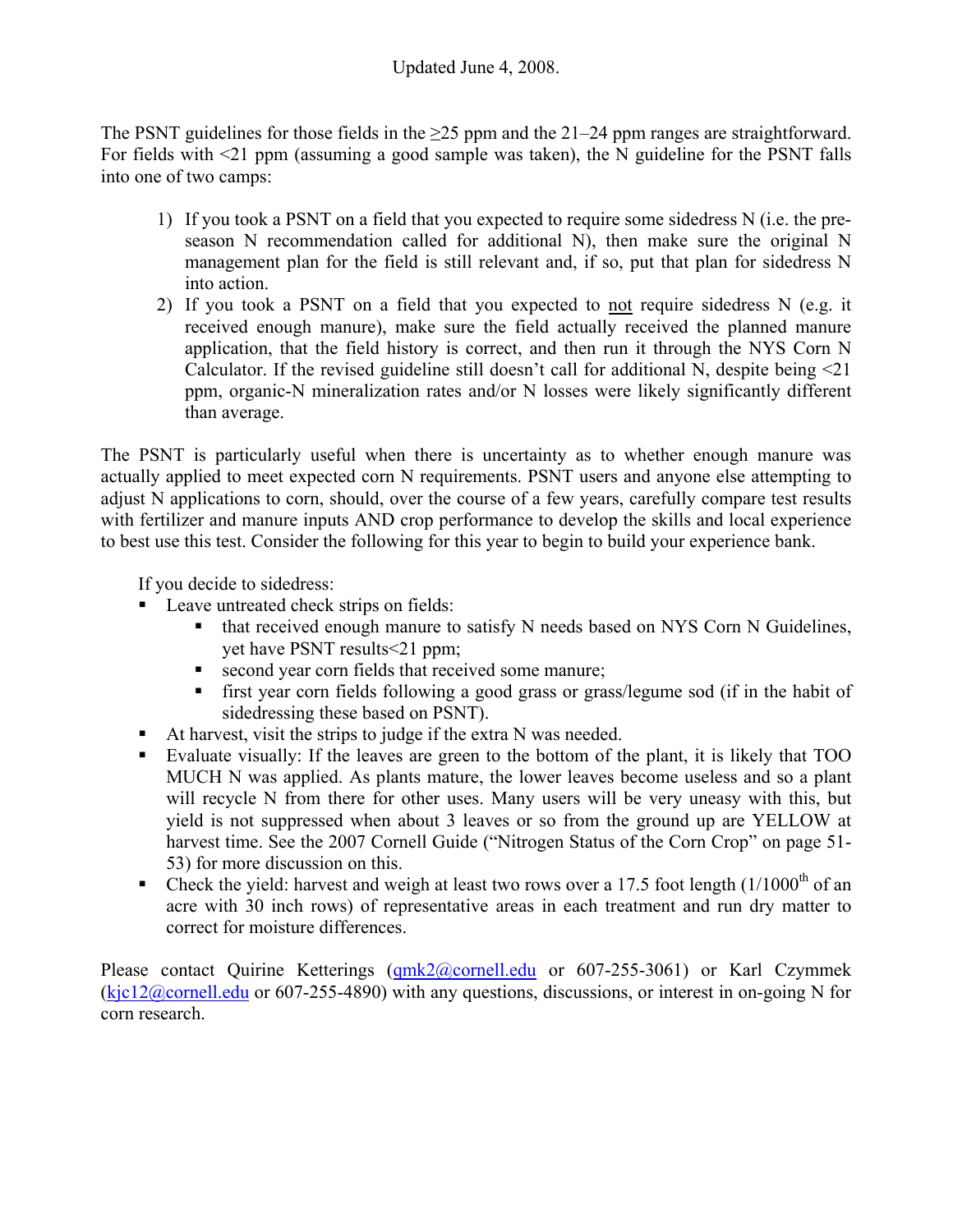Updated June 4, 2008.

The PSNT guidelines for those fields in the ≥25 ppm and the 21–24 ppm ranges are straightforward. For fields with <21 ppm (assuming a good sample was taken), the N guideline for the PSNT falls into one of two camps:

1) If you took a PSNT on a field that you expected to require some sidedress N (i.e. the pre-season N recommendation called for additional N), then make sure the original N management plan for the field is still relevant and, if so, put that plan for sidedress N into action.
2) If you took a PSNT on a field that you expected to <u>not</u> require sidedress N (e.g. it received enough manure), make sure the field actually received the planned manure application, that the field history is correct, and then run it through the NYS Corn N Calculator. If the revised guideline still doesn't call for additional N, despite being <21 ppm, organic-N mineralization rates and/or N losses were likely significantly different than average.

The PSNT is particularly useful when there is uncertainty as to whether enough manure was actually applied to meet expected corn N requirements. PSNT users and anyone else attempting to adjust N applications to corn, should, over the course of a few years, carefully compare test results with fertilizer and manure inputs AND crop performance to develop the skills and local experience to best use this test. Consider the following for this year to begin to build your experience bank.

If you decide to sidedress:

- Leave untreated check strips on fields:
  - that received enough manure to satisfy N needs based on NYS Corn N Guidelines, yet have PSNT results<21 ppm;
  - second year corn fields that received some manure;
  - first year corn fields following a good grass or grass/legume sod (if in the habit of sidedressing these based on PSNT).
- At harvest, visit the strips to judge if the extra N was needed.
- Evaluate visually: If the leaves are green to the bottom of the plant, it is likely that TOO MUCH N was applied. As plants mature, the lower leaves become useless and so a plant will recycle N from there for other uses. Many users will be very uneasy with this, but yield is not suppressed when about 3 leaves or so from the ground up are YELLOW at harvest time. See the 2007 Cornell Guide ("Nitrogen Status of the Corn Crop" on page 51-53) for more discussion on this.
- Check the yield: harvest and weigh at least two rows over a 17.5 foot length (1/1000$^{th}$ of an acre with 30 inch rows) of representative areas in each treatment and run dry matter to correct for moisture differences.

Please contact Quirine Ketterings (qmk2@cornell.edu or 607-255-3061) or Karl Czymmek (kjc12@cornell.edu or 607-255-4890) with any questions, discussions, or interest in on-going N for corn research.